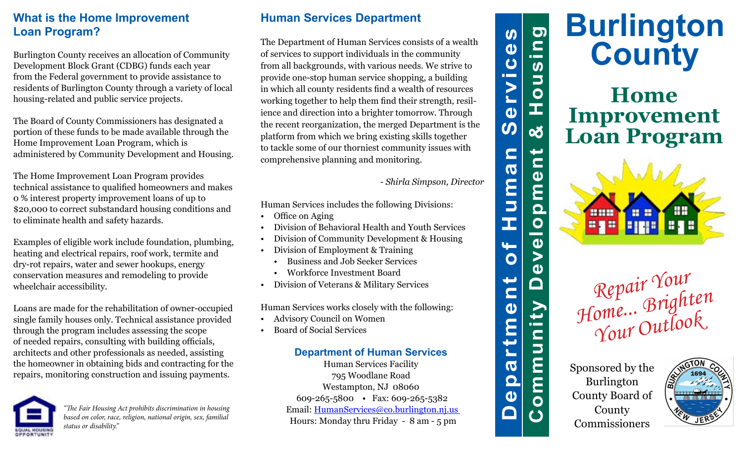## What is the Home Improvement Loan Program?

Burlington County receives an allocation of Community Development Block Grant (CDBG) funds each year from the Federal government to provide assistance to residents of Burlington County through a variety of local housing-related and public service projects.

The Board of County Commissioners has designated a portion of these funds to be made available through the Home Improvement Loan Program, which is administered by Community Development and Housing.

The Home Improvement Loan Program provides technical assistance to qualified homeowners and makes 0 % interest property improvement loans of up to $20,000 to correct substandard housing conditions and to eliminate health and safety hazards.

Examples of eligible work include foundation, plumbing, heating and electrical repairs, roof work, termite and dry-rot repairs, water and sewer hookups, energy conservation measures and remodeling to provide wheelchair accessibility.

Loans are made for the rehabilitation of owner-occupied single family houses only. Technical assistance provided through the program includes assessing the scope of needed repairs, consulting with building officials, architects and other professionals as needed, assisting the homeowner in obtaining bids and contracting for the repairs, monitoring construction and issuing payments.

EQUAL HOUSING OPPORTUNITY

*"The Fair Housing Act prohibits discrimination in housing based on color, race, religion, national origin, sex, familial status or disability."*

## Human Services Department

The Department of Human Services consists of a wealth of services to support individuals in the community from all backgrounds, with various needs. We strive to provide one-stop human service shopping, a building in which all county residents find a wealth of resources working together to help them find their strength, resilience and direction into a brighter tomorrow. Through the recent reorganization, the merged Department is the platform from which we bring existing skills together to tackle some of our thorniest community issues with comprehensive planning and monitoring.

*- Shirla Simpson, Director*

Human Services includes the following Divisions:

- Office on Aging
- Division of Behavioral Health and Youth Services
- Division of Community Development & Housing
- Division of Employment & Training
  - Business and Job Seeker Services
  - Workforce Investment Board
- Division of Veterans & Military Services

Human Services works closely with the following:

- Advisory Council on Women
- Board of Social Services

### Department of Human Services

Human Services Facility
795 Woodlane Road
Westampton, NJ 08060
609-265-5800 • Fax: 609-265-5382
Email: HumanServices@co.burlington.nj.us
Hours: Monday thru Friday - 8 am - 5 pm

**Department of Human Services**

**Community Development & Housing**

# Burlington County

# Home Improvement Loan Program

*Repair Your Home... Brighten Your Outlook*

Sponsored by the Burlington County Board of County Commissioners

BURLINGTON COUNTY 1694 NEW JERSEY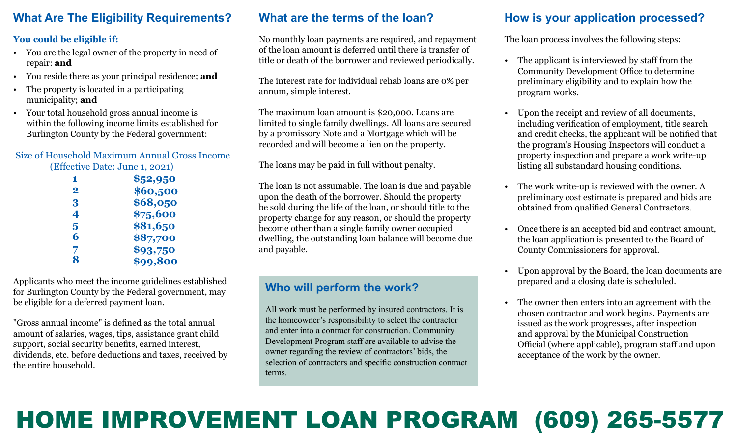## What Are The Eligibility Requirements?

**You could be eligible if:**

- You are the legal owner of the property in need of repair: **and**
- You reside there as your principal residence; **and**
- The property is located in a participating municipality; **and**
- Your total household gross annual income is within the following income limits established for Burlington County by the Federal government:

| Size of Household | Maximum Annual Gross Income (Effective Date: June 1, 2021) |
|---|---|
| **1** | **$52,950** |
| **2** | **$60,500** |
| **3** | **$68,050** |
| **4** | **$75,600** |
| **5** | **$81,650** |
| **6** | **$87,700** |
| **7** | **$93,750** |
| **8** | **$99,800** |

Applicants who meet the income guidelines established for Burlington County by the Federal government, may be eligible for a deferred payment loan.

"Gross annual income" is defined as the total annual amount of salaries, wages, tips, assistance grant child support, social security benefits, earned interest, dividends, etc. before deductions and taxes, received by the entire household.

## What are the terms of the loan?

No monthly loan payments are required, and repayment of the loan amount is deferred until there is transfer of title or death of the borrower and reviewed periodically.

The interest rate for individual rehab loans are 0% per annum, simple interest.

The maximum loan amount is $20,000. Loans are limited to single family dwellings. All loans are secured by a promissory Note and a Mortgage which will be recorded and will become a lien on the property.

The loans may be paid in full without penalty.

The loan is not assumable. The loan is due and payable upon the death of the borrower. Should the property be sold during the life of the loan, or should title to the property change for any reason, or should the property become other than a single family owner occupied dwelling, the outstanding loan balance will become due and payable.

## Who will perform the work?

All work must be performed by insured contractors. It is the homeowner's responsibility to select the contractor and enter into a contract for construction. Community Development Program staff are available to advise the owner regarding the review of contractors' bids, the selection of contractors and specific construction contract terms.

## How is your application processed?

The loan process involves the following steps:

- The applicant is interviewed by staff from the Community Development Office to determine preliminary eligibility and to explain how the program works.
- Upon the receipt and review of all documents, including verification of employment, title search and credit checks, the applicant will be notified that the program's Housing Inspectors will conduct a property inspection and prepare a work write-up listing all substandard housing conditions.
- The work write-up is reviewed with the owner. A preliminary cost estimate is prepared and bids are obtained from qualified General Contractors.
- Once there is an accepted bid and contract amount, the loan application is presented to the Board of County Commissioners for approval.
- Upon approval by the Board, the loan documents are prepared and a closing date is scheduled.
- The owner then enters into an agreement with the chosen contractor and work begins. Payments are issued as the work progresses, after inspection and approval by the Municipal Construction Official (where applicable), program staff and upon acceptance of the work by the owner.

# HOME IMPROVEMENT LOAN PROGRAM (609) 265-5577